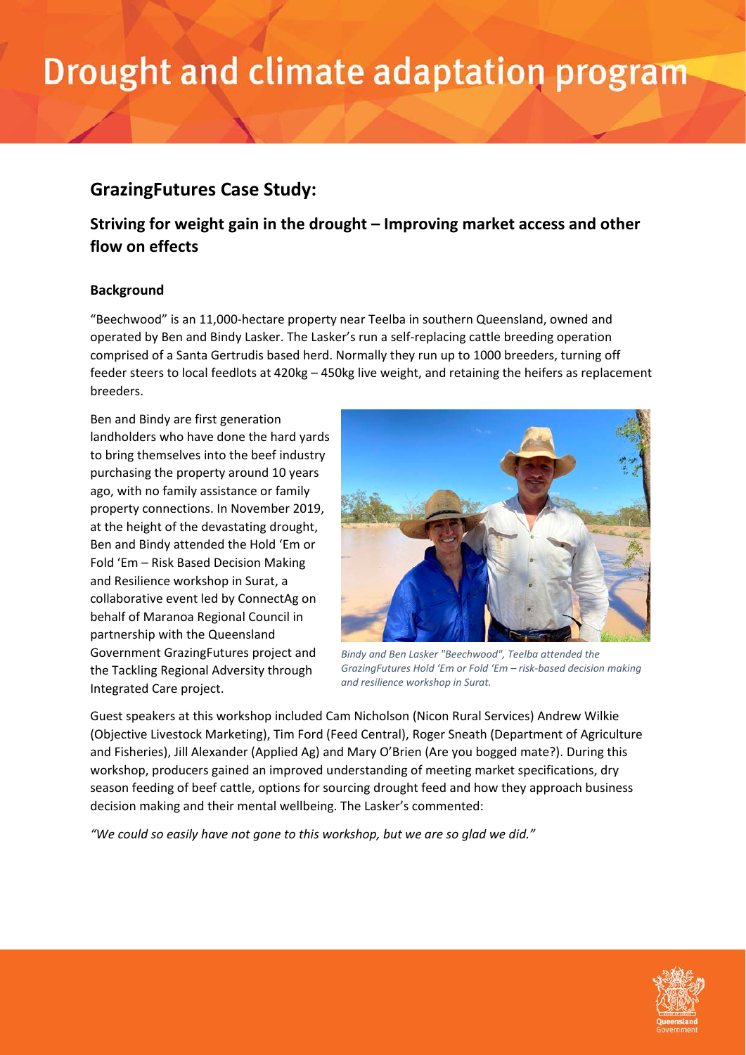# Drought and climate adaptation program

## GrazingFutures Case Study:

### Striving for weight gain in the drought – Improving market access and other flow on effects

#### Background

"Beechwood" is an 11,000-hectare property near Teelba in southern Queensland, owned and operated by Ben and Bindy Lasker. The Lasker's run a self-replacing cattle breeding operation comprised of a Santa Gertrudis based herd. Normally they run up to 1000 breeders, turning off feeder steers to local feedlots at 420kg – 450kg live weight, and retaining the heifers as replacement breeders.

Ben and Bindy are first generation landholders who have done the hard yards to bring themselves into the beef industry purchasing the property around 10 years ago, with no family assistance or family property connections. In November 2019, at the height of the devastating drought, Ben and Bindy attended the Hold 'Em or Fold 'Em – Risk Based Decision Making and Resilience workshop in Surat, a collaborative event led by ConnectAg on behalf of Maranoa Regional Council in partnership with the Queensland Government GrazingFutures project and the Tackling Regional Adversity through Integrated Care project.

*Bindy and Ben Lasker "Beechwood", Teelba attended the GrazingFutures Hold 'Em or Fold 'Em – risk-based decision making and resilience workshop in Surat.*

Guest speakers at this workshop included Cam Nicholson (Nicon Rural Services) Andrew Wilkie (Objective Livestock Marketing), Tim Ford (Feed Central), Roger Sneath (Department of Agriculture and Fisheries), Jill Alexander (Applied Ag) and Mary O'Brien (Are you bogged mate?). During this workshop, producers gained an improved understanding of meeting market specifications, dry season feeding of beef cattle, options for sourcing drought feed and how they approach business decision making and their mental wellbeing. The Lasker's commented:

*"We could so easily have not gone to this workshop, but we are so glad we did."*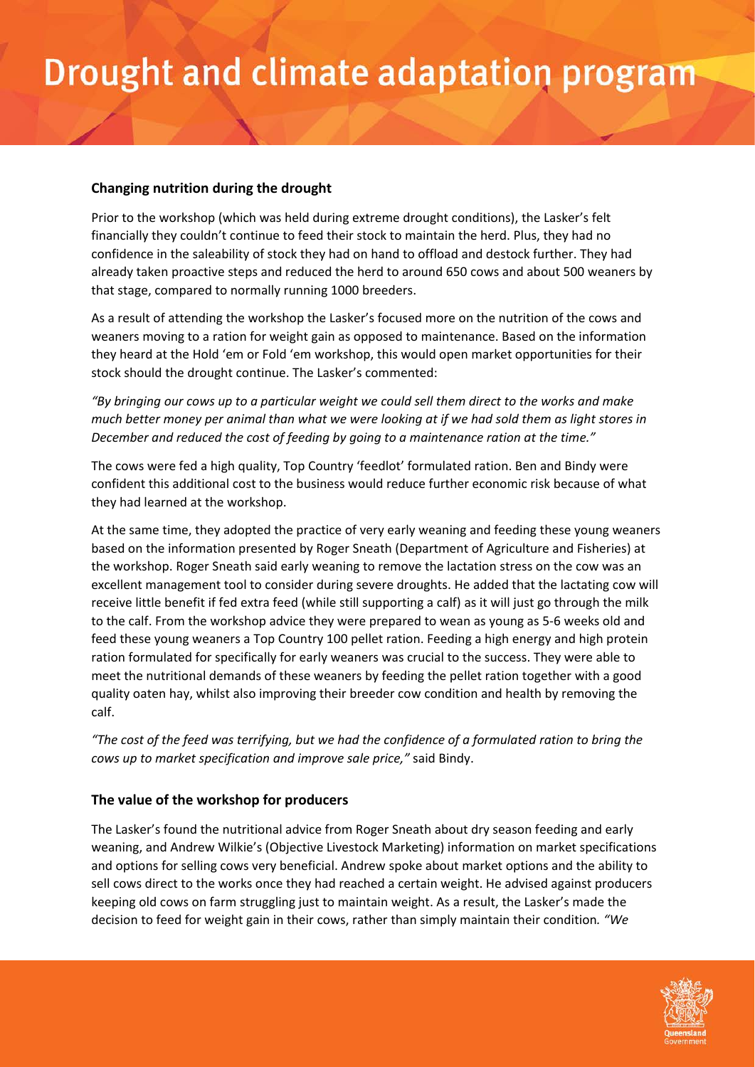### Changing nutrition during the drought

Prior to the workshop (which was held during extreme drought conditions), the Lasker's felt financially they couldn't continue to feed their stock to maintain the herd. Plus, they had no confidence in the saleability of stock they had on hand to offload and destock further. They had already taken proactive steps and reduced the herd to around 650 cows and about 500 weaners by that stage, compared to normally running 1000 breeders.

As a result of attending the workshop the Lasker's focused more on the nutrition of the cows and weaners moving to a ration for weight gain as opposed to maintenance. Based on the information they heard at the Hold 'em or Fold 'em workshop, this would open market opportunities for their stock should the drought continue. The Lasker's commented:

*"By bringing our cows up to a particular weight we could sell them direct to the works and make much better money per animal than what we were looking at if we had sold them as light stores in December and reduced the cost of feeding by going to a maintenance ration at the time."*

The cows were fed a high quality, Top Country 'feedlot' formulated ration. Ben and Bindy were confident this additional cost to the business would reduce further economic risk because of what they had learned at the workshop.

At the same time, they adopted the practice of very early weaning and feeding these young weaners based on the information presented by Roger Sneath (Department of Agriculture and Fisheries) at the workshop. Roger Sneath said early weaning to remove the lactation stress on the cow was an excellent management tool to consider during severe droughts. He added that the lactating cow will receive little benefit if fed extra feed (while still supporting a calf) as it will just go through the milk to the calf. From the workshop advice they were prepared to wean as young as 5-6 weeks old and feed these young weaners a Top Country 100 pellet ration. Feeding a high energy and high protein ration formulated for specifically for early weaners was crucial to the success. They were able to meet the nutritional demands of these weaners by feeding the pellet ration together with a good quality oaten hay, whilst also improving their breeder cow condition and health by removing the calf.

*"The cost of the feed was terrifying, but we had the confidence of a formulated ration to bring the cows up to market specification and improve sale price,"* said Bindy.

### The value of the workshop for producers

The Lasker's found the nutritional advice from Roger Sneath about dry season feeding and early weaning, and Andrew Wilkie's (Objective Livestock Marketing) information on market specifications and options for selling cows very beneficial. Andrew spoke about market options and the ability to sell cows direct to the works once they had reached a certain weight. He advised against producers keeping old cows on farm struggling just to maintain weight. As a result, the Lasker's made the decision to feed for weight gain in their cows, rather than simply maintain their condition. *"We*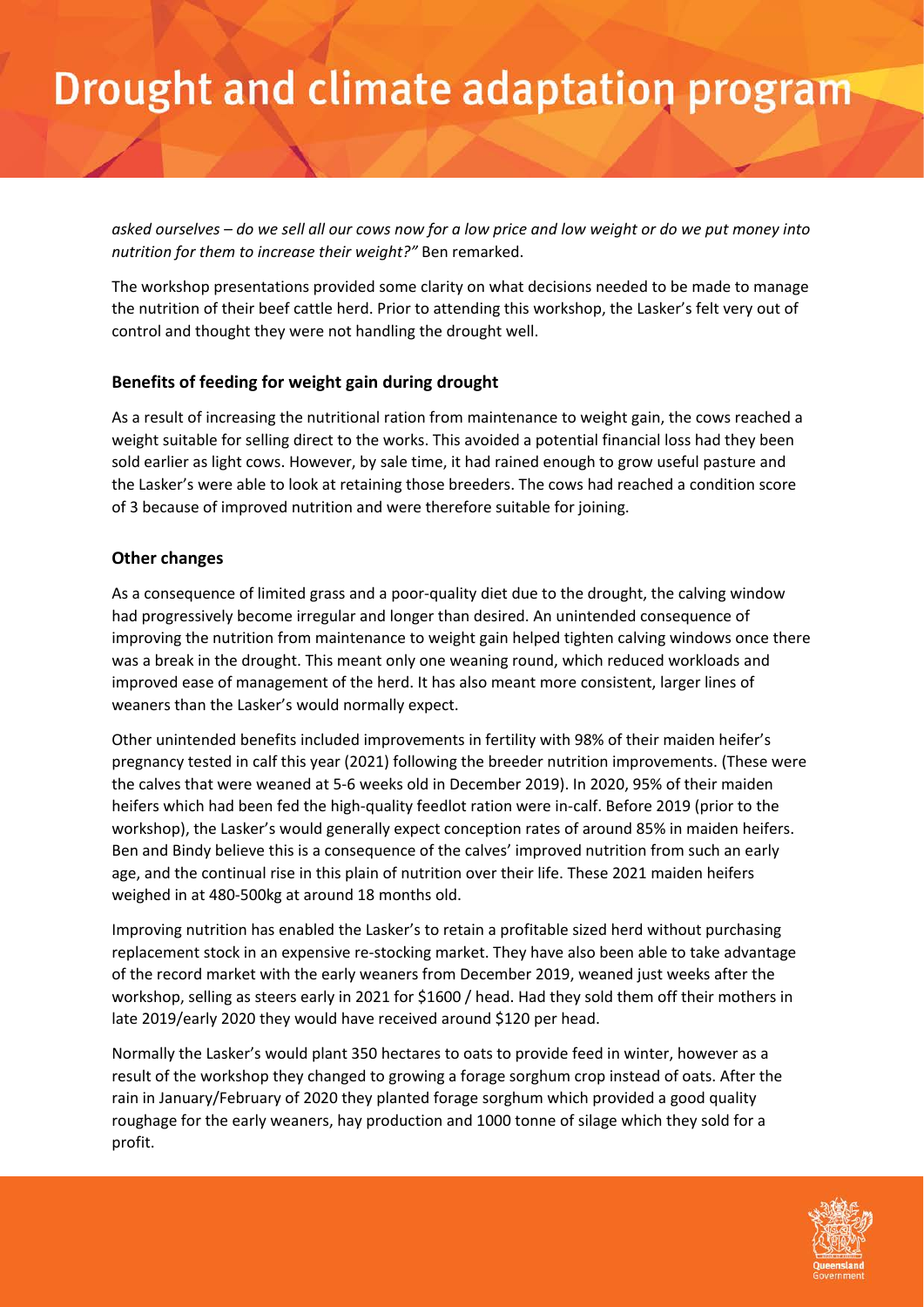*asked ourselves – do we sell all our cows now for a low price and low weight or do we put money into nutrition for them to increase their weight?"* Ben remarked.

The workshop presentations provided some clarity on what decisions needed to be made to manage the nutrition of their beef cattle herd. Prior to attending this workshop, the Lasker's felt very out of control and thought they were not handling the drought well.

### Benefits of feeding for weight gain during drought

As a result of increasing the nutritional ration from maintenance to weight gain, the cows reached a weight suitable for selling direct to the works. This avoided a potential financial loss had they been sold earlier as light cows. However, by sale time, it had rained enough to grow useful pasture and the Lasker's were able to look at retaining those breeders. The cows had reached a condition score of 3 because of improved nutrition and were therefore suitable for joining.

### Other changes

As a consequence of limited grass and a poor-quality diet due to the drought, the calving window had progressively become irregular and longer than desired. An unintended consequence of improving the nutrition from maintenance to weight gain helped tighten calving windows once there was a break in the drought. This meant only one weaning round, which reduced workloads and improved ease of management of the herd. It has also meant more consistent, larger lines of weaners than the Lasker's would normally expect.

Other unintended benefits included improvements in fertility with 98% of their maiden heifer's pregnancy tested in calf this year (2021) following the breeder nutrition improvements. (These were the calves that were weaned at 5-6 weeks old in December 2019). In 2020, 95% of their maiden heifers which had been fed the high-quality feedlot ration were in-calf. Before 2019 (prior to the workshop), the Lasker's would generally expect conception rates of around 85% in maiden heifers. Ben and Bindy believe this is a consequence of the calves' improved nutrition from such an early age, and the continual rise in this plain of nutrition over their life. These 2021 maiden heifers weighed in at 480-500kg at around 18 months old.

Improving nutrition has enabled the Lasker's to retain a profitable sized herd without purchasing replacement stock in an expensive re-stocking market. They have also been able to take advantage of the record market with the early weaners from December 2019, weaned just weeks after the workshop, selling as steers early in 2021 for $1600 / head. Had they sold them off their mothers in late 2019/early 2020 they would have received around $120 per head.

Normally the Lasker's would plant 350 hectares to oats to provide feed in winter, however as a result of the workshop they changed to growing a forage sorghum crop instead of oats. After the rain in January/February of 2020 they planted forage sorghum which provided a good quality roughage for the early weaners, hay production and 1000 tonne of silage which they sold for a profit.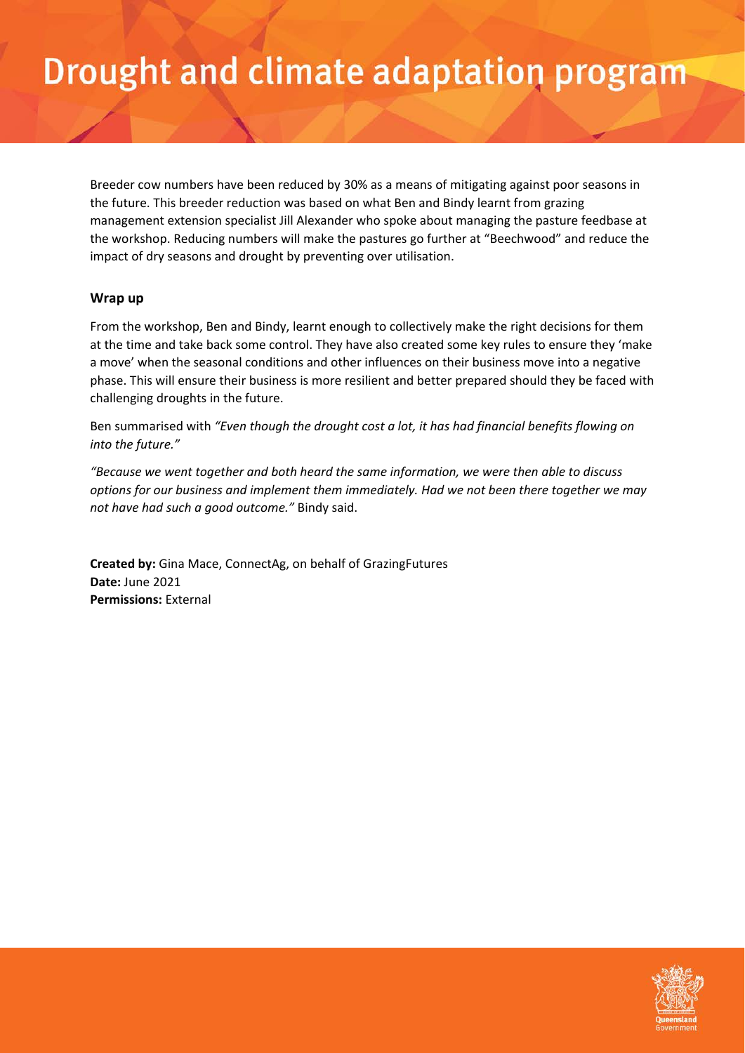Breeder cow numbers have been reduced by 30% as a means of mitigating against poor seasons in the future. This breeder reduction was based on what Ben and Bindy learnt from grazing management extension specialist Jill Alexander who spoke about managing the pasture feedbase at the workshop. Reducing numbers will make the pastures go further at "Beechwood" and reduce the impact of dry seasons and drought by preventing over utilisation.

### Wrap up

From the workshop, Ben and Bindy, learnt enough to collectively make the right decisions for them at the time and take back some control. They have also created some key rules to ensure they 'make a move' when the seasonal conditions and other influences on their business move into a negative phase. This will ensure their business is more resilient and better prepared should they be faced with challenging droughts in the future.

Ben summarised with *"Even though the drought cost a lot, it has had financial benefits flowing on into the future."*

*"Because we went together and both heard the same information, we were then able to discuss options for our business and implement them immediately. Had we not been there together we may not have had such a good outcome."* Bindy said.

**Created by:** Gina Mace, ConnectAg, on behalf of GrazingFutures
**Date:** June 2021
**Permissions:** External